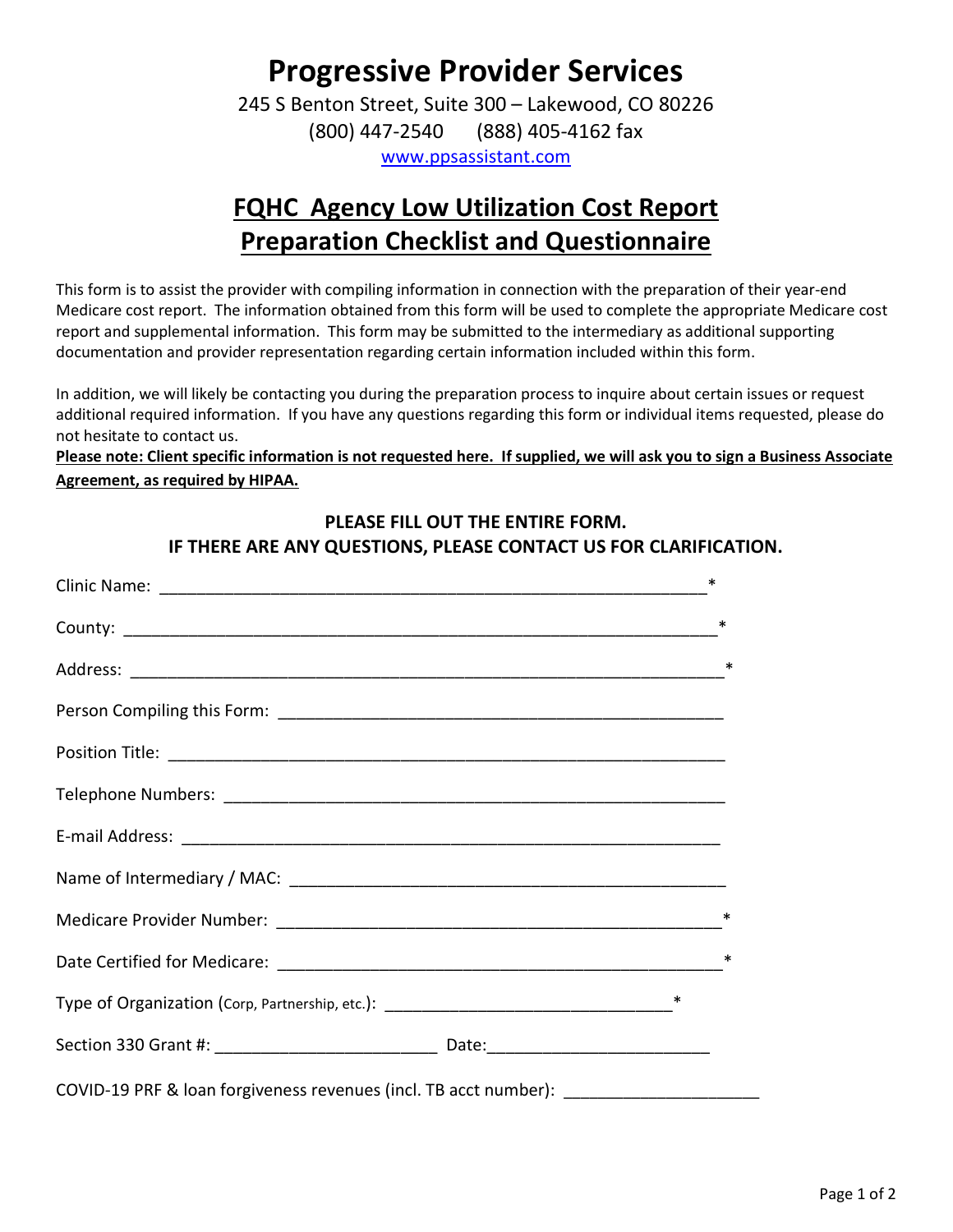# Progressive Provider Services

245 S Benton Street, Suite 300 – Lakewood, CO 80226
(800) 447-2540 (888) 405-4162 fax
www.ppsassistant.com

## FQHC Agency Low Utilization Cost Report Preparation Checklist and Questionnaire

This form is to assist the provider with compiling information in connection with the preparation of their year-end Medicare cost report. The information obtained from this form will be used to complete the appropriate Medicare cost report and supplemental information. This form may be submitted to the intermediary as additional supporting documentation and provider representation regarding certain information included within this form.

In addition, we will likely be contacting you during the preparation process to inquire about certain issues or request additional required information. If you have any questions regarding this form or individual items requested, please do not hesitate to contact us.

**Please note: Client specific information is not requested here. If supplied, we will ask you to sign a Business Associate Agreement, as required by HIPAA.**

**PLEASE FILL OUT THE ENTIRE FORM.**
**IF THERE ARE ANY QUESTIONS, PLEASE CONTACT US FOR CLARIFICATION.**

Clinic Name: ____________________________________________________________*

County: ________________________________________________________________*

Address: _______________________________________________________________*

Person Compiling this Form: _________________________________________________

Position Title: ____________________________________________________________

Telephone Numbers: _______________________________________________________

E-mail Address: ___________________________________________________________

Name of Intermediary / MAC: ________________________________________________

Medicare Provider Number: _________________________________________________*

Date Certified for Medicare: _________________________________________________*

Type of Organization (Corp, Partnership, etc.): ________________________________*

Section 330 Grant #: ________________________ Date:________________________

COVID-19 PRF & loan forgiveness revenues (incl. TB acct number): ____________________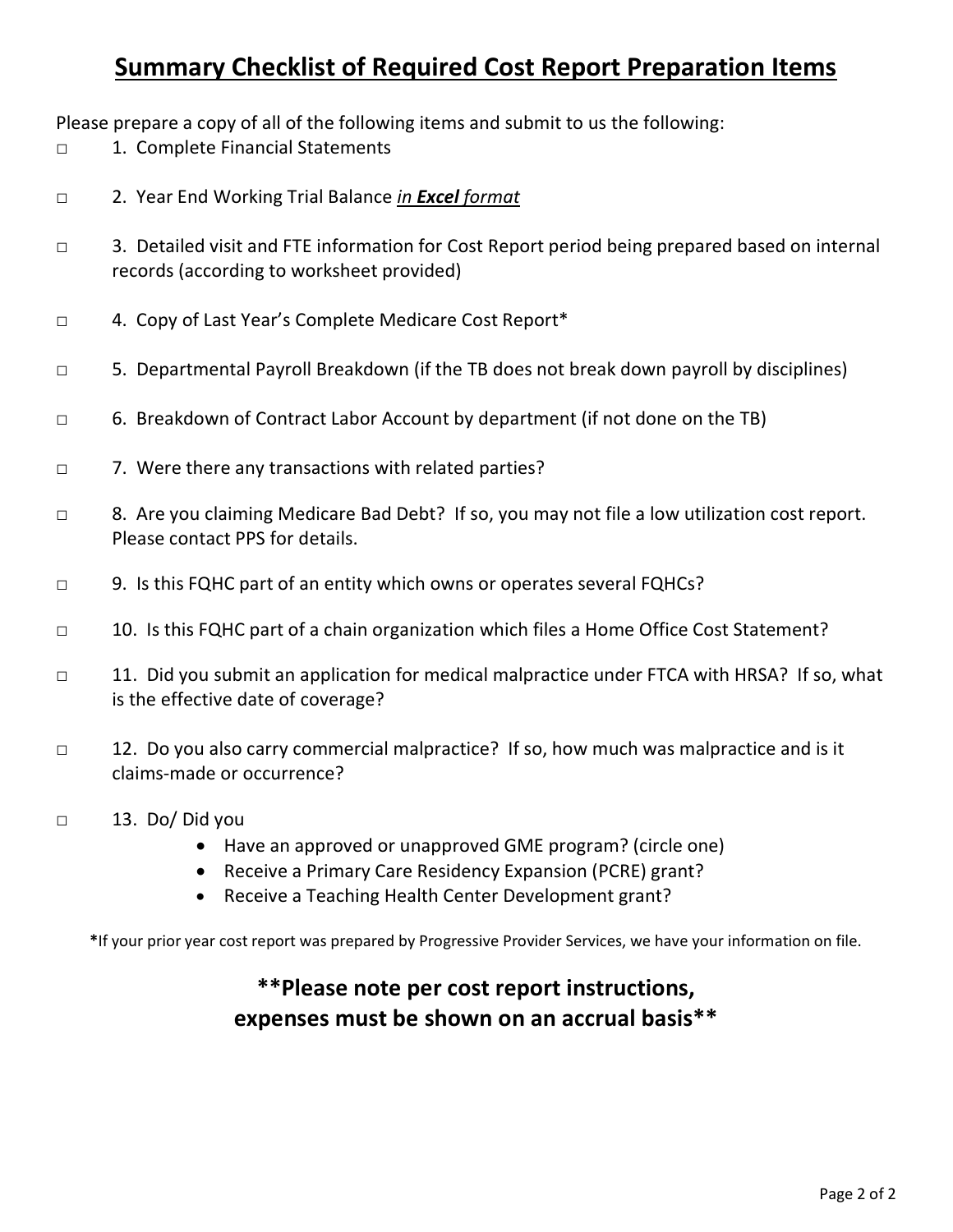## Summary Checklist of Required Cost Report Preparation Items

Please prepare a copy of all of the following items and submit to us the following:

□ 1. Complete Financial Statements

□ 2. Year End Working Trial Balance *in **Excel** format*

□ 3. Detailed visit and FTE information for Cost Report period being prepared based on internal records (according to worksheet provided)

□ 4. Copy of Last Year's Complete Medicare Cost Report*

□ 5. Departmental Payroll Breakdown (if the TB does not break down payroll by disciplines)

□ 6. Breakdown of Contract Labor Account by department (if not done on the TB)

□ 7. Were there any transactions with related parties?

□ 8. Are you claiming Medicare Bad Debt? If so, you may not file a low utilization cost report. Please contact PPS for details.

□ 9. Is this FQHC part of an entity which owns or operates several FQHCs?

□ 10. Is this FQHC part of a chain organization which files a Home Office Cost Statement?

□ 11. Did you submit an application for medical malpractice under FTCA with HRSA? If so, what is the effective date of coverage?

□ 12. Do you also carry commercial malpractice? If so, how much was malpractice and is it claims-made or occurrence?

□ 13. Do/ Did you

- Have an approved or unapproved GME program? (circle one)
- Receive a Primary Care Residency Expansion (PCRE) grant?
- Receive a Teaching Health Center Development grant?

*If your prior year cost report was prepared by Progressive Provider Services, we have your information on file.

**\*\*Please note per cost report instructions, expenses must be shown on an accrual basis\*\***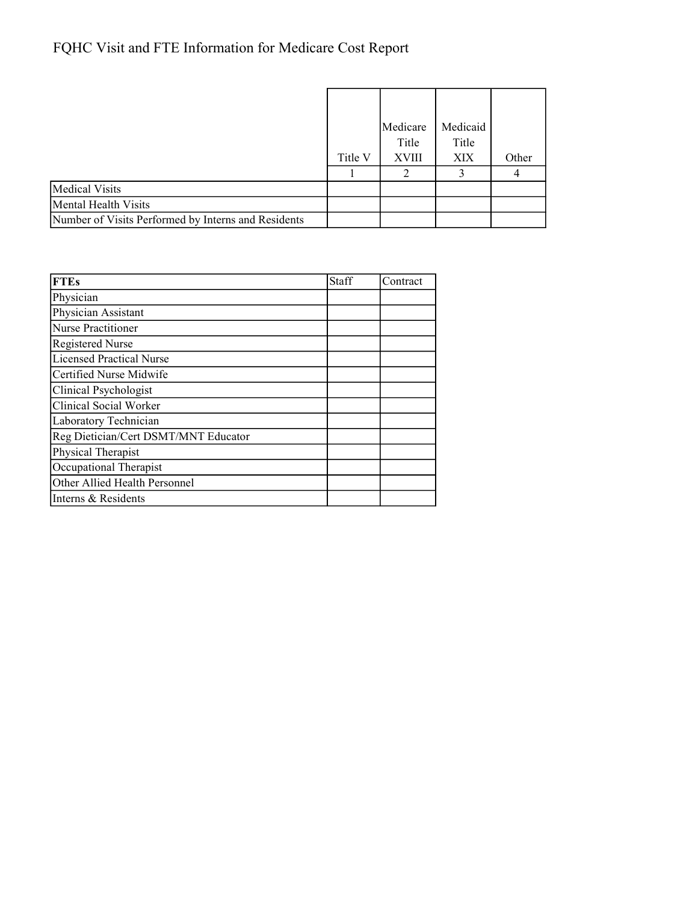# FQHC Visit and FTE Information for Medicare Cost Report

| | Title V | Medicare Title XVIII | Medicaid Title XIX | Other |
|---|---|---|---|---|
| | 1 | 2 | 3 | 4 |
| Medical Visits | | | | |
| Mental Health Visits | | | | |
| Number of Visits Performed by Interns and Residents | | | | |

| **FTEs** | Staff | Contract |
|---|---|---|
| Physician | | |
| Physician Assistant | | |
| Nurse Practitioner | | |
| Registered Nurse | | |
| Licensed Practical Nurse | | |
| Certified Nurse Midwife | | |
| Clinical Psychologist | | |
| Clinical Social Worker | | |
| Laboratory Technician | | |
| Reg Dietician/Cert DSMT/MNT Educator | | |
| Physical Therapist | | |
| Occupational Therapist | | |
| Other Allied Health Personnel | | |
| Interns & Residents | | |